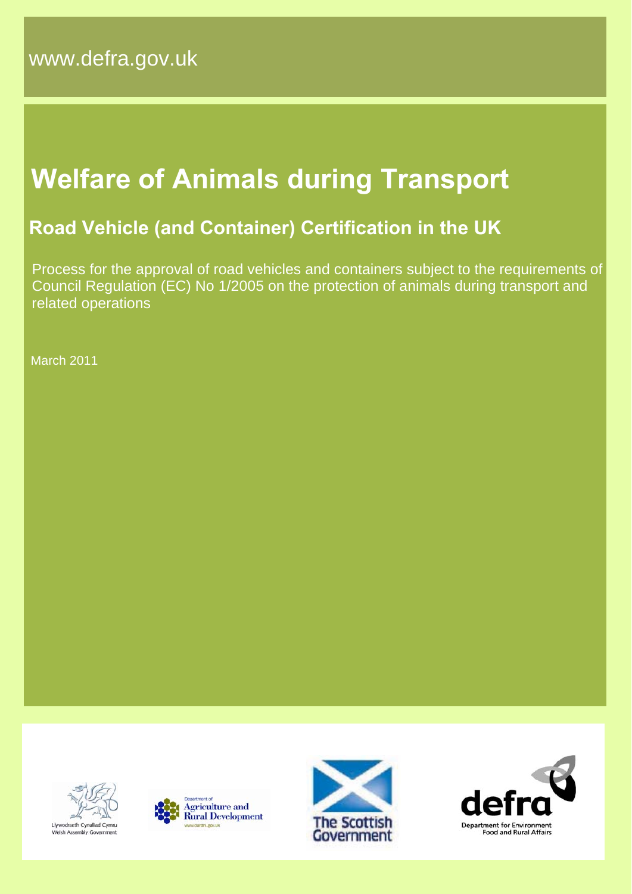www.defra.gov.uk

# Welfare of Animals during Transport

## Road Vehicle (and Container) Certification in the UK

Process for the approval of road vehicles and containers subject to the requirements of Council Regulation (EC) No 1/2005 on the protection of animals during transport and related operations

March 2011

Llywodraeth Cynulliad Cymru
Welsh Assembly Government

Department of Agriculture and Rural Development
www.dardni.gov.uk

The Scottish Government

defra
Department for Environment Food and Rural Affairs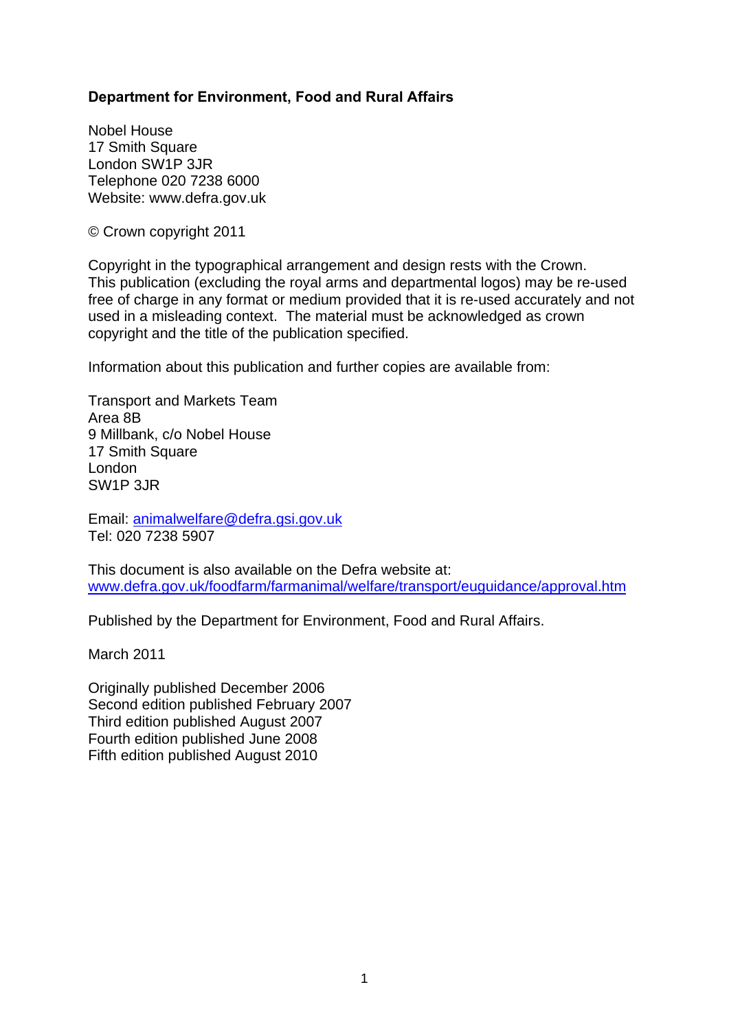**Department for Environment, Food and Rural Affairs**

Nobel House
17 Smith Square
London SW1P 3JR
Telephone 020 7238 6000
Website: www.defra.gov.uk

© Crown copyright 2011

Copyright in the typographical arrangement and design rests with the Crown. This publication (excluding the royal arms and departmental logos) may be re-used free of charge in any format or medium provided that it is re-used accurately and not used in a misleading context. The material must be acknowledged as crown copyright and the title of the publication specified.

Information about this publication and further copies are available from:

Transport and Markets Team
Area 8B
9 Millbank, c/o Nobel House
17 Smith Square
London
SW1P 3JR

Email: animalwelfare@defra.gsi.gov.uk
Tel: 020 7238 5907

This document is also available on the Defra website at:
www.defra.gov.uk/foodfarm/farmanimal/welfare/transport/euguidance/approval.htm

Published by the Department for Environment, Food and Rural Affairs.

March 2011

Originally published December 2006
Second edition published February 2007
Third edition published August 2007
Fourth edition published June 2008
Fifth edition published August 2010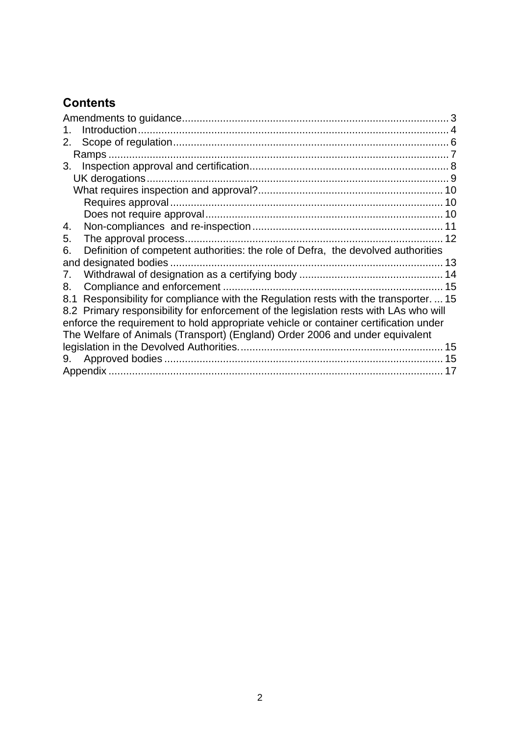## Contents

Amendments to guidance .......... 3
1. Introduction .......... 4
2. Scope of regulation .......... 6
  Ramps .......... 7
3. Inspection approval and certification .......... 8
  UK derogations .......... 9
  What requires inspection and approval? .......... 10
    Requires approval .......... 10
    Does not require approval .......... 10
4. Non-compliances and re-inspection .......... 11
5. The approval process .......... 12
6. Definition of competent authorities: the role of Defra, the devolved authorities and designated bodies .......... 13
7. Withdrawal of designation as a certifying body .......... 14
8. Compliance and enforcement .......... 15
8.1 Responsibility for compliance with the Regulation rests with the transporter. .......... 15
8.2 Primary responsibility for enforcement of the legislation rests with LAs who will enforce the requirement to hold appropriate vehicle or container certification under The Welfare of Animals (Transport) (England) Order 2006 and under equivalent legislation in the Devolved Authorities. .......... 15
9. Approved bodies .......... 15
Appendix .......... 17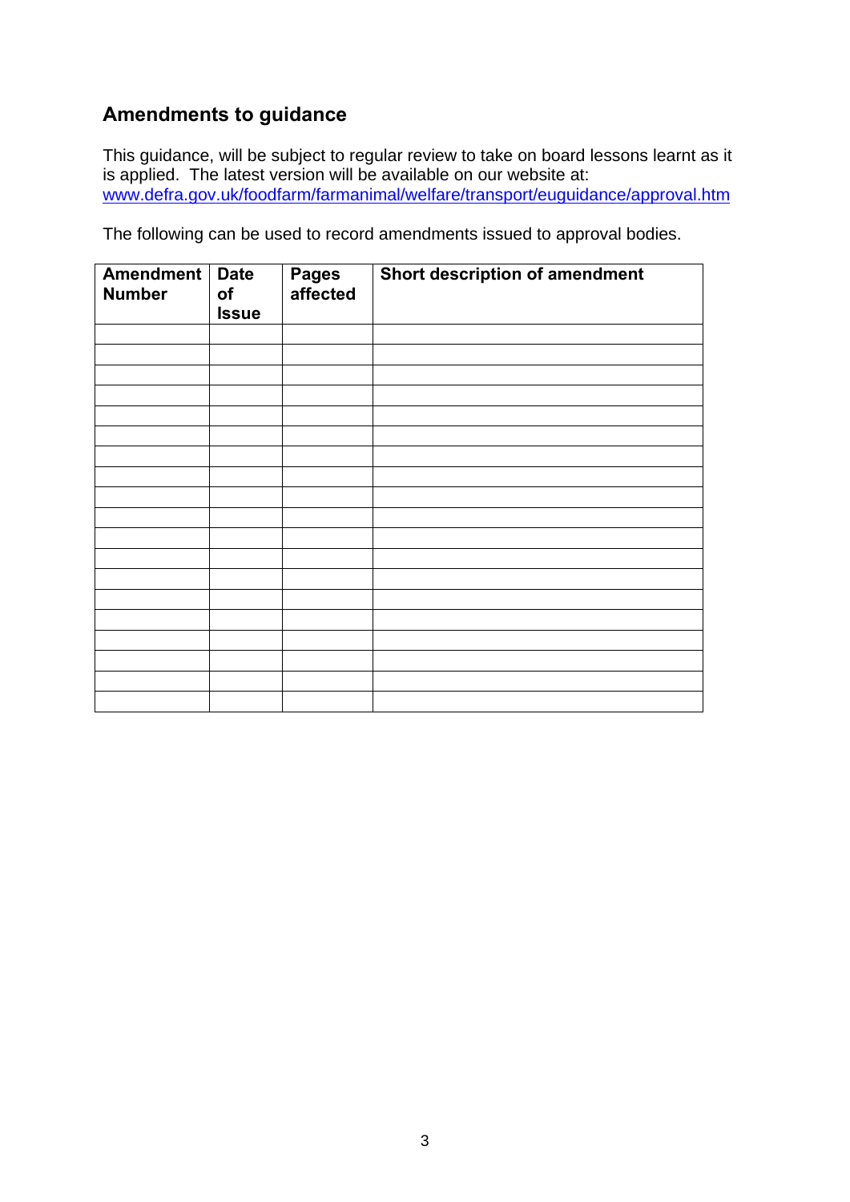## Amendments to guidance

This guidance, will be subject to regular review to take on board lessons learnt as it is applied. The latest version will be available on our website at: [www.defra.gov.uk/foodfarm/farmanimal/welfare/transport/euguidance/approval.htm](www.defra.gov.uk/foodfarm/farmanimal/welfare/transport/euguidance/approval.htm)

The following can be used to record amendments issued to approval bodies.

| Amendment Number | Date of Issue | Pages affected | Short description of amendment |
|---|---|---|---|
| | | | |
| | | | |
| | | | |
| | | | |
| | | | |
| | | | |
| | | | |
| | | | |
| | | | |
| | | | |
| | | | |
| | | | |
| | | | |
| | | | |
| | | | |
| | | | |
| | | | |
| | | | |
| | | | |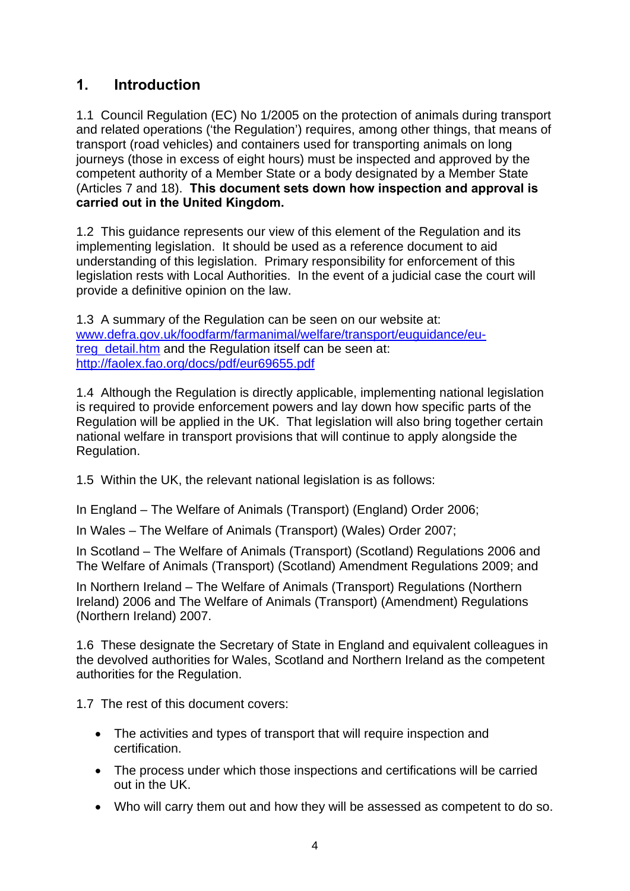## 1. Introduction

1.1 Council Regulation (EC) No 1/2005 on the protection of animals during transport and related operations ('the Regulation') requires, among other things, that means of transport (road vehicles) and containers used for transporting animals on long journeys (those in excess of eight hours) must be inspected and approved by the competent authority of a Member State or a body designated by a Member State (Articles 7 and 18). **This document sets down how inspection and approval is carried out in the United Kingdom.**

1.2 This guidance represents our view of this element of the Regulation and its implementing legislation. It should be used as a reference document to aid understanding of this legislation. Primary responsibility for enforcement of this legislation rests with Local Authorities. In the event of a judicial case the court will provide a definitive opinion on the law.

1.3 A summary of the Regulation can be seen on our website at: [www.defra.gov.uk/foodfarm/farmanimal/welfare/transport/euguidance/eu-treg_detail.htm](www.defra.gov.uk/foodfarm/farmanimal/welfare/transport/euguidance/eu-treg_detail.htm) and the Regulation itself can be seen at: [http://faolex.fao.org/docs/pdf/eur69655.pdf](http://faolex.fao.org/docs/pdf/eur69655.pdf)

1.4 Although the Regulation is directly applicable, implementing national legislation is required to provide enforcement powers and lay down how specific parts of the Regulation will be applied in the UK. That legislation will also bring together certain national welfare in transport provisions that will continue to apply alongside the Regulation.

1.5 Within the UK, the relevant national legislation is as follows:

In England – The Welfare of Animals (Transport) (England) Order 2006;

In Wales – The Welfare of Animals (Transport) (Wales) Order 2007;

In Scotland – The Welfare of Animals (Transport) (Scotland) Regulations 2006 and The Welfare of Animals (Transport) (Scotland) Amendment Regulations 2009; and

In Northern Ireland – The Welfare of Animals (Transport) Regulations (Northern Ireland) 2006 and The Welfare of Animals (Transport) (Amendment) Regulations (Northern Ireland) 2007.

1.6 These designate the Secretary of State in England and equivalent colleagues in the devolved authorities for Wales, Scotland and Northern Ireland as the competent authorities for the Regulation.

1.7 The rest of this document covers:

- The activities and types of transport that will require inspection and certification.
- The process under which those inspections and certifications will be carried out in the UK.
- Who will carry them out and how they will be assessed as competent to do so.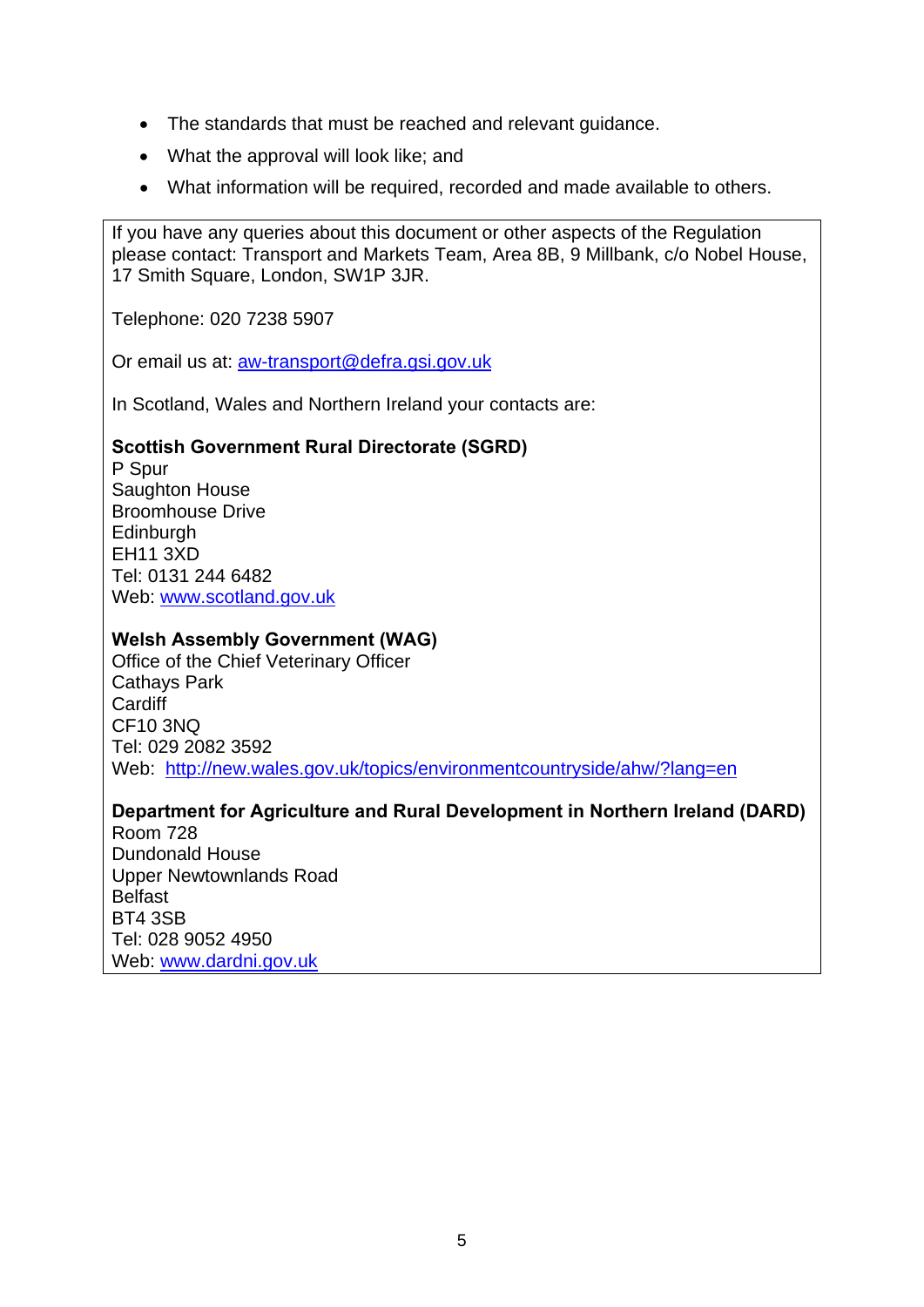- The standards that must be reached and relevant guidance.
- What the approval will look like; and
- What information will be required, recorded and made available to others.

If you have any queries about this document or other aspects of the Regulation please contact: Transport and Markets Team, Area 8B, 9 Millbank, c/o Nobel House, 17 Smith Square, London, SW1P 3JR.

Telephone: 020 7238 5907

Or email us at: [aw-transport@defra.gsi.gov.uk](mailto:aw-transport@defra.gsi.gov.uk)

In Scotland, Wales and Northern Ireland your contacts are:

**Scottish Government Rural Directorate (SGRD)**
P Spur
Saughton House
Broomhouse Drive
Edinburgh
EH11 3XD
Tel: 0131 244 6482
Web: [www.scotland.gov.uk](http://www.scotland.gov.uk)

**Welsh Assembly Government (WAG)**
Office of the Chief Veterinary Officer
Cathays Park
Cardiff
CF10 3NQ
Tel: 029 2082 3592
Web: [http://new.wales.gov.uk/topics/environmentcountryside/ahw/?lang=en](http://new.wales.gov.uk/topics/environmentcountryside/ahw/?lang=en)

**Department for Agriculture and Rural Development in Northern Ireland (DARD)**
Room 728
Dundonald House
Upper Newtownlands Road
Belfast
BT4 3SB
Tel: 028 9052 4950
Web: [www.dardni.gov.uk](http://www.dardni.gov.uk)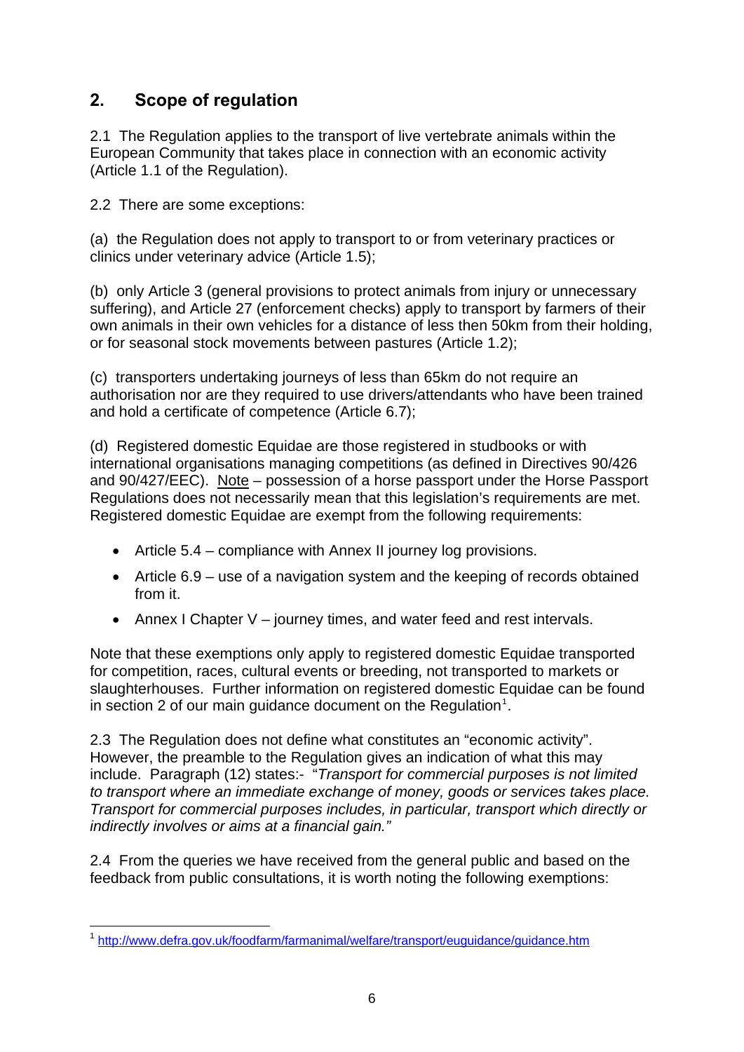## 2. Scope of regulation

2.1 The Regulation applies to the transport of live vertebrate animals within the European Community that takes place in connection with an economic activity (Article 1.1 of the Regulation).

2.2 There are some exceptions:

(a) the Regulation does not apply to transport to or from veterinary practices or clinics under veterinary advice (Article 1.5);

(b) only Article 3 (general provisions to protect animals from injury or unnecessary suffering), and Article 27 (enforcement checks) apply to transport by farmers of their own animals in their own vehicles for a distance of less then 50km from their holding, or for seasonal stock movements between pastures (Article 1.2);

(c) transporters undertaking journeys of less than 65km do not require an authorisation nor are they required to use drivers/attendants who have been trained and hold a certificate of competence (Article 6.7);

(d) Registered domestic Equidae are those registered in studbooks or with international organisations managing competitions (as defined in Directives 90/426 and 90/427/EEC). <u>Note</u> – possession of a horse passport under the Horse Passport Regulations does not necessarily mean that this legislation's requirements are met. Registered domestic Equidae are exempt from the following requirements:

- Article 5.4 – compliance with Annex II journey log provisions.
- Article 6.9 – use of a navigation system and the keeping of records obtained from it.
- Annex I Chapter V – journey times, and water feed and rest intervals.

Note that these exemptions only apply to registered domestic Equidae transported for competition, races, cultural events or breeding, not transported to markets or slaughterhouses. Further information on registered domestic Equidae can be found in section 2 of our main guidance document on the Regulation[1].

2.3 The Regulation does not define what constitutes an "economic activity". However, the preamble to the Regulation gives an indication of what this may include. Paragraph (12) states:- "*Transport for commercial purposes is not limited to transport where an immediate exchange of money, goods or services takes place. Transport for commercial purposes includes, in particular, transport which directly or indirectly involves or aims at a financial gain.*"

2.4 From the queries we have received from the general public and based on the feedback from public consultations, it is worth noting the following exemptions:

[1] http://www.defra.gov.uk/foodfarm/farmanimal/welfare/transport/euguidance/guidance.htm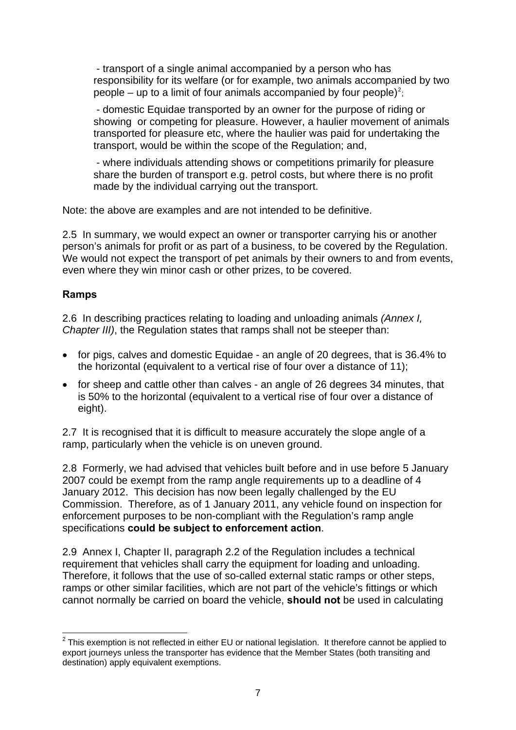- transport of a single animal accompanied by a person who has responsibility for its welfare (or for example, two animals accompanied by two people – up to a limit of four animals accompanied by four people)[2];

- domestic Equidae transported by an owner for the purpose of riding or showing or competing for pleasure. However, a haulier movement of animals transported for pleasure etc, where the haulier was paid for undertaking the transport, would be within the scope of the Regulation; and,

- where individuals attending shows or competitions primarily for pleasure share the burden of transport e.g. petrol costs, but where there is no profit made by the individual carrying out the transport.

Note: the above are examples and are not intended to be definitive.

2.5 In summary, we would expect an owner or transporter carrying his or another person's animals for profit or as part of a business, to be covered by the Regulation. We would not expect the transport of pet animals by their owners to and from events, even where they win minor cash or other prizes, to be covered.

**Ramps**

2.6 In describing practices relating to loading and unloading animals *(Annex I, Chapter III)*, the Regulation states that ramps shall not be steeper than:

- for pigs, calves and domestic Equidae - an angle of 20 degrees, that is 36.4% to the horizontal (equivalent to a vertical rise of four over a distance of 11);
- for sheep and cattle other than calves - an angle of 26 degrees 34 minutes, that is 50% to the horizontal (equivalent to a vertical rise of four over a distance of eight).

2.7 It is recognised that it is difficult to measure accurately the slope angle of a ramp, particularly when the vehicle is on uneven ground.

2.8 Formerly, we had advised that vehicles built before and in use before 5 January 2007 could be exempt from the ramp angle requirements up to a deadline of 4 January 2012. This decision has now been legally challenged by the EU Commission. Therefore, as of 1 January 2011, any vehicle found on inspection for enforcement purposes to be non-compliant with the Regulation's ramp angle specifications **could be subject to enforcement action**.

2.9 Annex I, Chapter II, paragraph 2.2 of the Regulation includes a technical requirement that vehicles shall carry the equipment for loading and unloading. Therefore, it follows that the use of so-called external static ramps or other steps, ramps or other similar facilities, which are not part of the vehicle's fittings or which cannot normally be carried on board the vehicle, **should not** be used in calculating

---

[2] This exemption is not reflected in either EU or national legislation. It therefore cannot be applied to export journeys unless the transporter has evidence that the Member States (both transiting and destination) apply equivalent exemptions.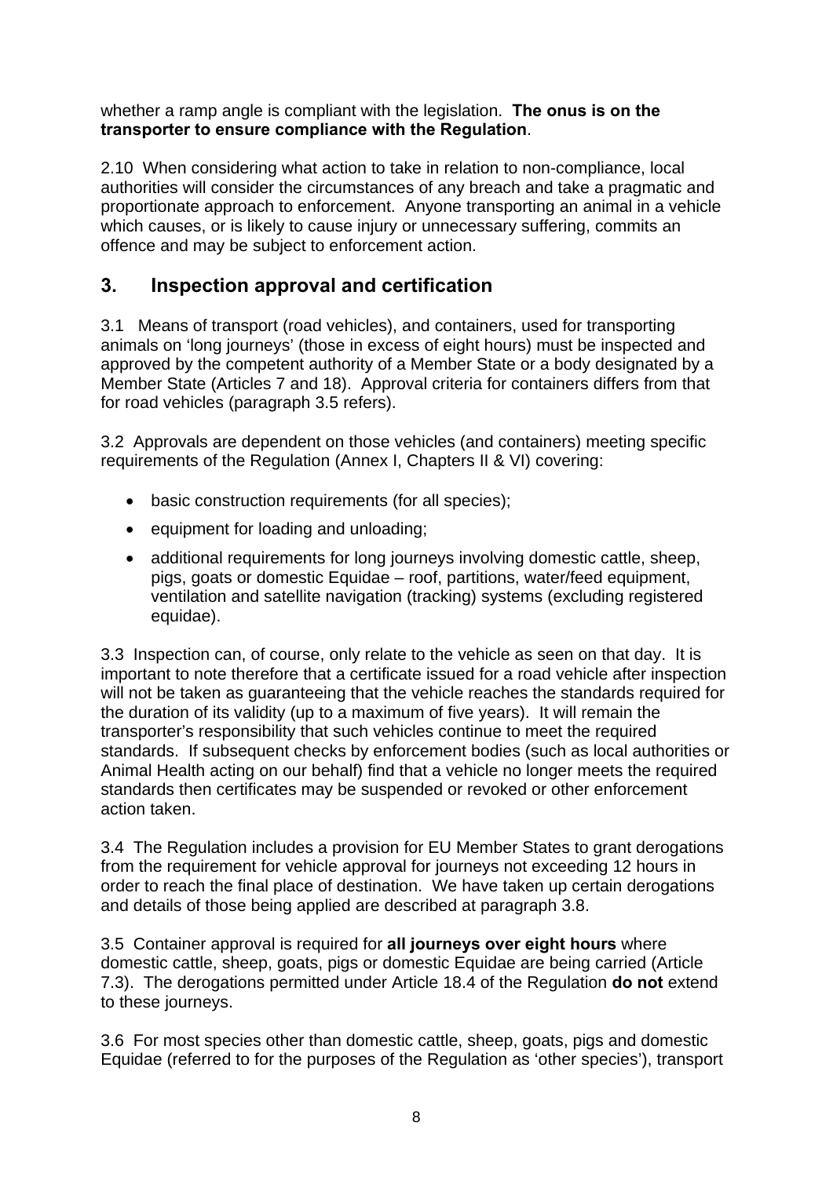whether a ramp angle is compliant with the legislation. **The onus is on the transporter to ensure compliance with the Regulation**.

2.10 When considering what action to take in relation to non-compliance, local authorities will consider the circumstances of any breach and take a pragmatic and proportionate approach to enforcement. Anyone transporting an animal in a vehicle which causes, or is likely to cause injury or unnecessary suffering, commits an offence and may be subject to enforcement action.

## 3. Inspection approval and certification

3.1 Means of transport (road vehicles), and containers, used for transporting animals on 'long journeys' (those in excess of eight hours) must be inspected and approved by the competent authority of a Member State or a body designated by a Member State (Articles 7 and 18). Approval criteria for containers differs from that for road vehicles (paragraph 3.5 refers).

3.2 Approvals are dependent on those vehicles (and containers) meeting specific requirements of the Regulation (Annex I, Chapters II & VI) covering:

- basic construction requirements (for all species);
- equipment for loading and unloading;
- additional requirements for long journeys involving domestic cattle, sheep, pigs, goats or domestic Equidae – roof, partitions, water/feed equipment, ventilation and satellite navigation (tracking) systems (excluding registered equidae).

3.3 Inspection can, of course, only relate to the vehicle as seen on that day. It is important to note therefore that a certificate issued for a road vehicle after inspection will not be taken as guaranteeing that the vehicle reaches the standards required for the duration of its validity (up to a maximum of five years). It will remain the transporter's responsibility that such vehicles continue to meet the required standards. If subsequent checks by enforcement bodies (such as local authorities or Animal Health acting on our behalf) find that a vehicle no longer meets the required standards then certificates may be suspended or revoked or other enforcement action taken.

3.4 The Regulation includes a provision for EU Member States to grant derogations from the requirement for vehicle approval for journeys not exceeding 12 hours in order to reach the final place of destination. We have taken up certain derogations and details of those being applied are described at paragraph 3.8.

3.5 Container approval is required for **all journeys over eight hours** where domestic cattle, sheep, goats, pigs or domestic Equidae are being carried (Article 7.3). The derogations permitted under Article 18.4 of the Regulation **do not** extend to these journeys.

3.6 For most species other than domestic cattle, sheep, goats, pigs and domestic Equidae (referred to for the purposes of the Regulation as 'other species'), transport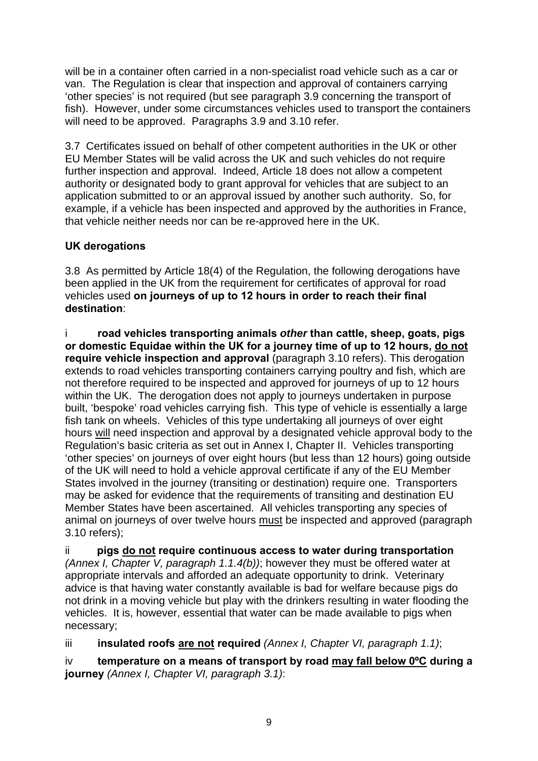will be in a container often carried in a non-specialist road vehicle such as a car or van. The Regulation is clear that inspection and approval of containers carrying 'other species' is not required (but see paragraph 3.9 concerning the transport of fish). However, under some circumstances vehicles used to transport the containers will need to be approved. Paragraphs 3.9 and 3.10 refer.

3.7 Certificates issued on behalf of other competent authorities in the UK or other EU Member States will be valid across the UK and such vehicles do not require further inspection and approval. Indeed, Article 18 does not allow a competent authority or designated body to grant approval for vehicles that are subject to an application submitted to or an approval issued by another such authority. So, for example, if a vehicle has been inspected and approved by the authorities in France, that vehicle neither needs nor can be re-approved here in the UK.

**UK derogations**

3.8 As permitted by Article 18(4) of the Regulation, the following derogations have been applied in the UK from the requirement for certificates of approval for road vehicles used **on journeys of up to 12 hours in order to reach their final destination**:

i **road vehicles transporting animals *other* than cattle, sheep, goats, pigs or domestic Equidae within the UK for a journey time of up to 12 hours, do not require vehicle inspection and approval** (paragraph 3.10 refers). This derogation extends to road vehicles transporting containers carrying poultry and fish, which are not therefore required to be inspected and approved for journeys of up to 12 hours within the UK. The derogation does not apply to journeys undertaken in purpose built, 'bespoke' road vehicles carrying fish. This type of vehicle is essentially a large fish tank on wheels. Vehicles of this type undertaking all journeys of over eight hours will need inspection and approval by a designated vehicle approval body to the Regulation's basic criteria as set out in Annex I, Chapter II. Vehicles transporting 'other species' on journeys of over eight hours (but less than 12 hours) going outside of the UK will need to hold a vehicle approval certificate if any of the EU Member States involved in the journey (transiting or destination) require one. Transporters may be asked for evidence that the requirements of transiting and destination EU Member States have been ascertained. All vehicles transporting any species of animal on journeys of over twelve hours must be inspected and approved (paragraph 3.10 refers);

ii **pigs do not require continuous access to water during transportation** *(Annex I, Chapter V, paragraph 1.1.4(b))*; however they must be offered water at appropriate intervals and afforded an adequate opportunity to drink. Veterinary advice is that having water constantly available is bad for welfare because pigs do not drink in a moving vehicle but play with the drinkers resulting in water flooding the vehicles. It is, however, essential that water can be made available to pigs when necessary;

iii **insulated roofs are not required** *(Annex I, Chapter VI, paragraph 1.1)*;

iv **temperature on a means of transport by road may fall below 0ºC during a journey** *(Annex I, Chapter VI, paragraph 3.1)*: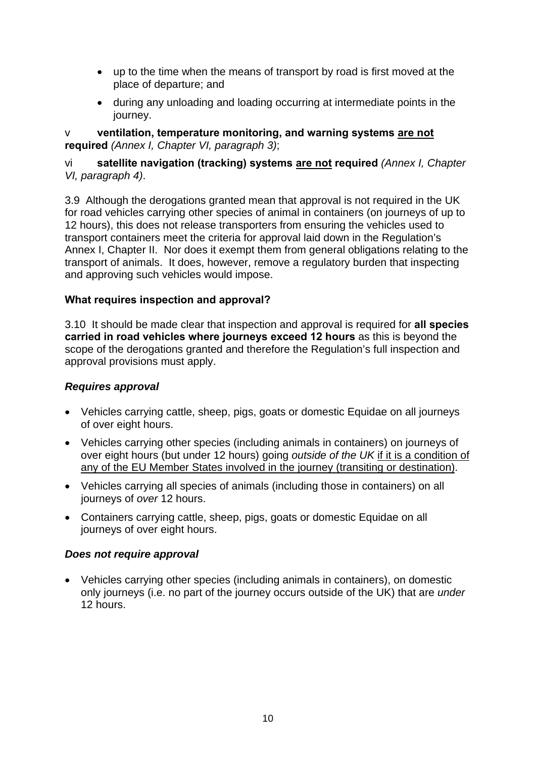- up to the time when the means of transport by road is first moved at the place of departure; and
- during any unloading and loading occurring at intermediate points in the journey.

v **ventilation, temperature monitoring, and warning systems <u>are not</u> required** *(Annex I, Chapter VI, paragraph 3)*;

vi **satellite navigation (tracking) systems <u>are not</u> required** *(Annex I, Chapter VI, paragraph 4)*.

3.9 Although the derogations granted mean that approval is not required in the UK for road vehicles carrying other species of animal in containers (on journeys of up to 12 hours), this does not release transporters from ensuring the vehicles used to transport containers meet the criteria for approval laid down in the Regulation's Annex I, Chapter II. Nor does it exempt them from general obligations relating to the transport of animals. It does, however, remove a regulatory burden that inspecting and approving such vehicles would impose.

### What requires inspection and approval?

3.10 It should be made clear that inspection and approval is required for **all species carried in road vehicles where journeys exceed 12 hours** as this is beyond the scope of the derogations granted and therefore the Regulation's full inspection and approval provisions must apply.

#### *Requires approval*

- Vehicles carrying cattle, sheep, pigs, goats or domestic Equidae on all journeys of over eight hours.
- Vehicles carrying other species (including animals in containers) on journeys of over eight hours (but under 12 hours) going *outside of the UK* <u>if it is a condition of any of the EU Member States involved in the journey (transiting or destination)</u>.
- Vehicles carrying all species of animals (including those in containers) on all journeys of *over* 12 hours.
- Containers carrying cattle, sheep, pigs, goats or domestic Equidae on all journeys of over eight hours.

#### *Does not require approval*

- Vehicles carrying other species (including animals in containers), on domestic only journeys (i.e. no part of the journey occurs outside of the UK) that are *under* 12 hours.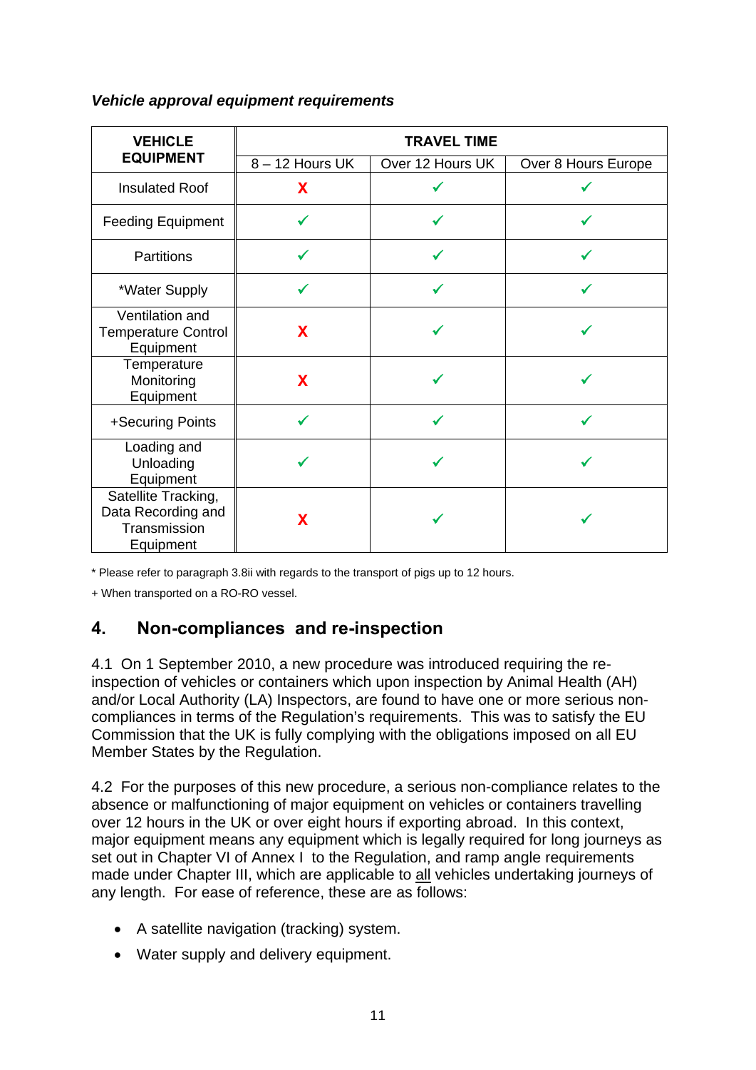***Vehicle approval equipment requirements***

| VEHICLE EQUIPMENT | TRAVEL TIME | | |
|---|---|---|---|
| | 8 – 12 Hours UK | Over 12 Hours UK | Over 8 Hours Europe |
| Insulated Roof | X | ✓ | ✓ |
| Feeding Equipment | ✓ | ✓ | ✓ |
| Partitions | ✓ | ✓ | ✓ |
| *Water Supply | ✓ | ✓ | ✓ |
| Ventilation and Temperature Control Equipment | X | ✓ | ✓ |
| Temperature Monitoring Equipment | X | ✓ | ✓ |
| +Securing Points | ✓ | ✓ | ✓ |
| Loading and Unloading Equipment | ✓ | ✓ | ✓ |
| Satellite Tracking, Data Recording and Transmission Equipment | X | ✓ | ✓ |

* Please refer to paragraph 3.8ii with regards to the transport of pigs up to 12 hours.

+ When transported on a RO-RO vessel.

## 4. Non-compliances and re-inspection

4.1 On 1 September 2010, a new procedure was introduced requiring the re-inspection of vehicles or containers which upon inspection by Animal Health (AH) and/or Local Authority (LA) Inspectors, are found to have one or more serious non-compliances in terms of the Regulation's requirements. This was to satisfy the EU Commission that the UK is fully complying with the obligations imposed on all EU Member States by the Regulation.

4.2 For the purposes of this new procedure, a serious non-compliance relates to the absence or malfunctioning of major equipment on vehicles or containers travelling over 12 hours in the UK or over eight hours if exporting abroad. In this context, major equipment means any equipment which is legally required for long journeys as set out in Chapter VI of Annex I to the Regulation, and ramp angle requirements made under Chapter III, which are applicable to <u>all</u> vehicles undertaking journeys of any length. For ease of reference, these are as follows:

- A satellite navigation (tracking) system.
- Water supply and delivery equipment.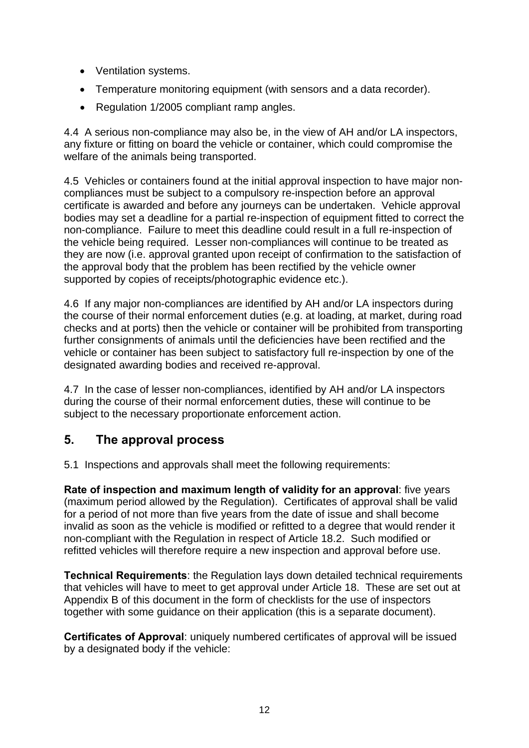- Ventilation systems.
- Temperature monitoring equipment (with sensors and a data recorder).
- Regulation 1/2005 compliant ramp angles.

4.4 A serious non-compliance may also be, in the view of AH and/or LA inspectors, any fixture or fitting on board the vehicle or container, which could compromise the welfare of the animals being transported.

4.5 Vehicles or containers found at the initial approval inspection to have major non-compliances must be subject to a compulsory re-inspection before an approval certificate is awarded and before any journeys can be undertaken. Vehicle approval bodies may set a deadline for a partial re-inspection of equipment fitted to correct the non-compliance. Failure to meet this deadline could result in a full re-inspection of the vehicle being required. Lesser non-compliances will continue to be treated as they are now (i.e. approval granted upon receipt of confirmation to the satisfaction of the approval body that the problem has been rectified by the vehicle owner supported by copies of receipts/photographic evidence etc.).

4.6 If any major non-compliances are identified by AH and/or LA inspectors during the course of their normal enforcement duties (e.g. at loading, at market, during road checks and at ports) then the vehicle or container will be prohibited from transporting further consignments of animals until the deficiencies have been rectified and the vehicle or container has been subject to satisfactory full re-inspection by one of the designated awarding bodies and received re-approval.

4.7 In the case of lesser non-compliances, identified by AH and/or LA inspectors during the course of their normal enforcement duties, these will continue to be subject to the necessary proportionate enforcement action.

## 5. The approval process

5.1 Inspections and approvals shall meet the following requirements:

**Rate of inspection and maximum length of validity for an approval**: five years (maximum period allowed by the Regulation). Certificates of approval shall be valid for a period of not more than five years from the date of issue and shall become invalid as soon as the vehicle is modified or refitted to a degree that would render it non-compliant with the Regulation in respect of Article 18.2. Such modified or refitted vehicles will therefore require a new inspection and approval before use.

**Technical Requirements**: the Regulation lays down detailed technical requirements that vehicles will have to meet to get approval under Article 18. These are set out at Appendix B of this document in the form of checklists for the use of inspectors together with some guidance on their application (this is a separate document).

**Certificates of Approval**: uniquely numbered certificates of approval will be issued by a designated body if the vehicle: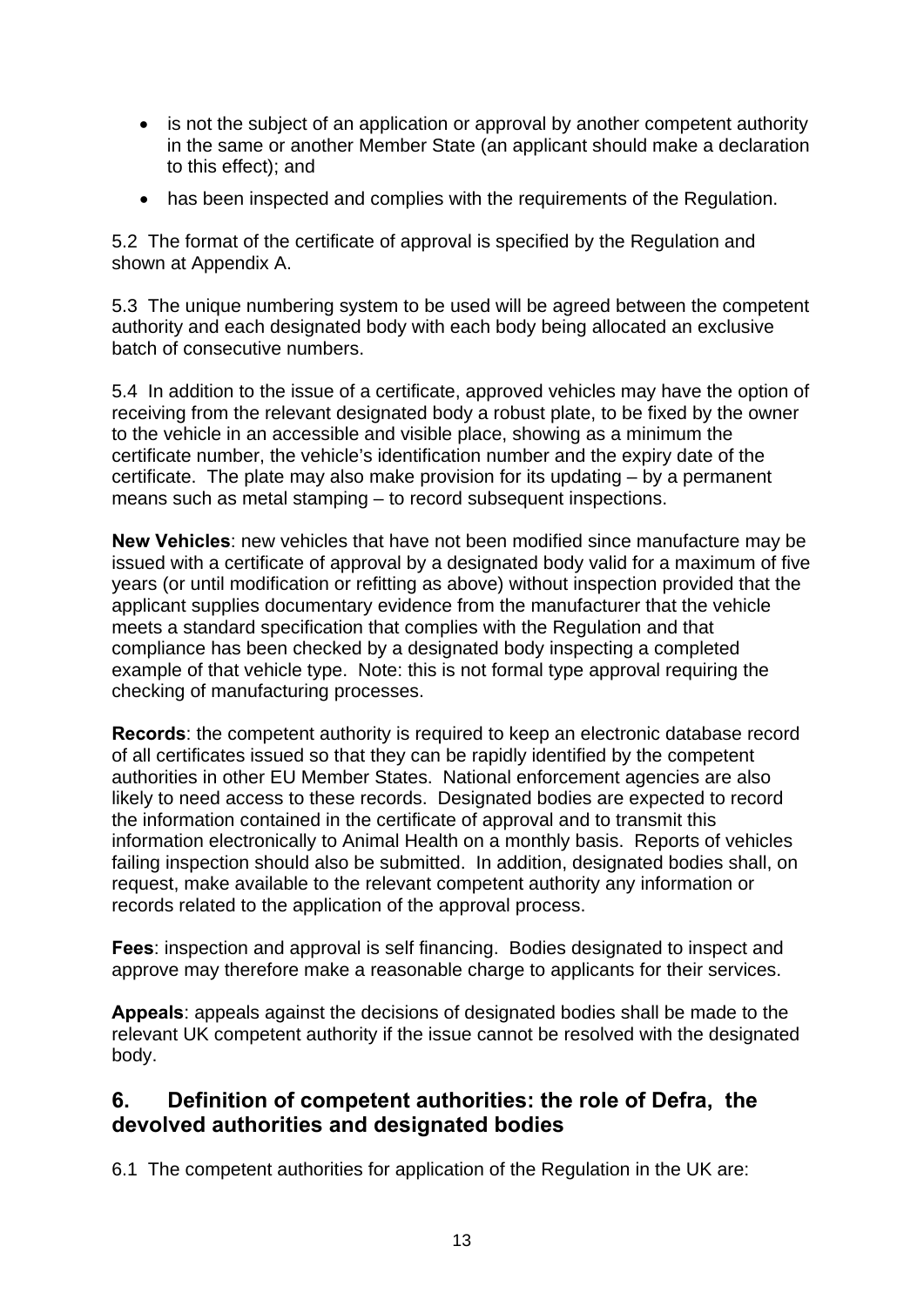- is not the subject of an application or approval by another competent authority in the same or another Member State (an applicant should make a declaration to this effect); and
- has been inspected and complies with the requirements of the Regulation.

5.2 The format of the certificate of approval is specified by the Regulation and shown at Appendix A.

5.3 The unique numbering system to be used will be agreed between the competent authority and each designated body with each body being allocated an exclusive batch of consecutive numbers.

5.4 In addition to the issue of a certificate, approved vehicles may have the option of receiving from the relevant designated body a robust plate, to be fixed by the owner to the vehicle in an accessible and visible place, showing as a minimum the certificate number, the vehicle's identification number and the expiry date of the certificate. The plate may also make provision for its updating – by a permanent means such as metal stamping – to record subsequent inspections.

**New Vehicles**: new vehicles that have not been modified since manufacture may be issued with a certificate of approval by a designated body valid for a maximum of five years (or until modification or refitting as above) without inspection provided that the applicant supplies documentary evidence from the manufacturer that the vehicle meets a standard specification that complies with the Regulation and that compliance has been checked by a designated body inspecting a completed example of that vehicle type. Note: this is not formal type approval requiring the checking of manufacturing processes.

**Records**: the competent authority is required to keep an electronic database record of all certificates issued so that they can be rapidly identified by the competent authorities in other EU Member States. National enforcement agencies are also likely to need access to these records. Designated bodies are expected to record the information contained in the certificate of approval and to transmit this information electronically to Animal Health on a monthly basis. Reports of vehicles failing inspection should also be submitted. In addition, designated bodies shall, on request, make available to the relevant competent authority any information or records related to the application of the approval process.

**Fees**: inspection and approval is self financing. Bodies designated to inspect and approve may therefore make a reasonable charge to applicants for their services.

**Appeals**: appeals against the decisions of designated bodies shall be made to the relevant UK competent authority if the issue cannot be resolved with the designated body.

## 6. Definition of competent authorities: the role of Defra, the devolved authorities and designated bodies

6.1 The competent authorities for application of the Regulation in the UK are: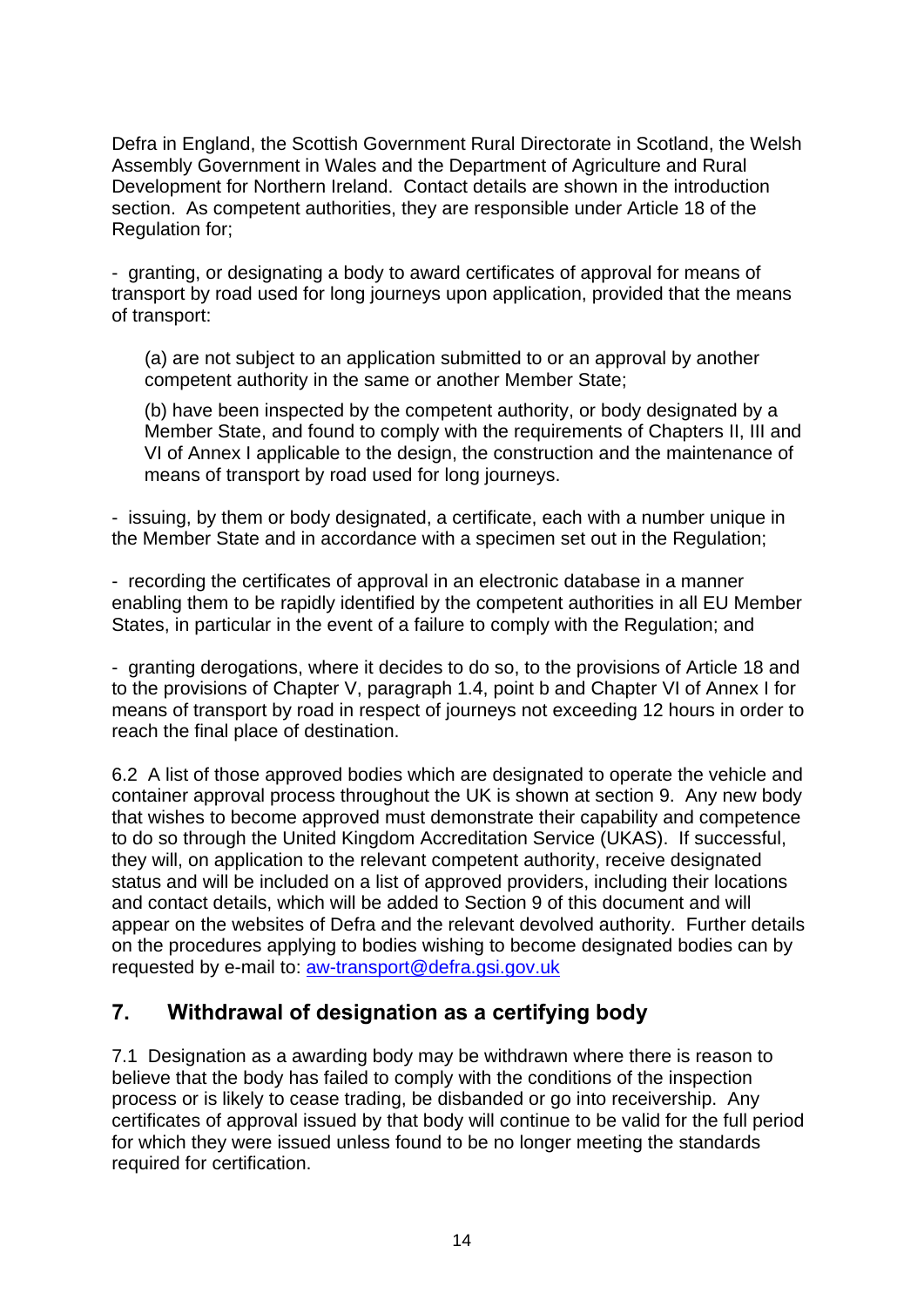Defra in England, the Scottish Government Rural Directorate in Scotland, the Welsh Assembly Government in Wales and the Department of Agriculture and Rural Development for Northern Ireland. Contact details are shown in the introduction section. As competent authorities, they are responsible under Article 18 of the Regulation for;

- granting, or designating a body to award certificates of approval for means of transport by road used for long journeys upon application, provided that the means of transport:

  (a) are not subject to an application submitted to or an approval by another competent authority in the same or another Member State;

  (b) have been inspected by the competent authority, or body designated by a Member State, and found to comply with the requirements of Chapters II, III and VI of Annex I applicable to the design, the construction and the maintenance of means of transport by road used for long journeys.

- issuing, by them or body designated, a certificate, each with a number unique in the Member State and in accordance with a specimen set out in the Regulation;

- recording the certificates of approval in an electronic database in a manner enabling them to be rapidly identified by the competent authorities in all EU Member States, in particular in the event of a failure to comply with the Regulation; and

- granting derogations, where it decides to do so, to the provisions of Article 18 and to the provisions of Chapter V, paragraph 1.4, point b and Chapter VI of Annex I for means of transport by road in respect of journeys not exceeding 12 hours in order to reach the final place of destination.

6.2 A list of those approved bodies which are designated to operate the vehicle and container approval process throughout the UK is shown at section 9. Any new body that wishes to become approved must demonstrate their capability and competence to do so through the United Kingdom Accreditation Service (UKAS). If successful, they will, on application to the relevant competent authority, receive designated status and will be included on a list of approved providers, including their locations and contact details, which will be added to Section 9 of this document and will appear on the websites of Defra and the relevant devolved authority. Further details on the procedures applying to bodies wishing to become designated bodies can by requested by e-mail to: aw-transport@defra.gsi.gov.uk

## 7. Withdrawal of designation as a certifying body

7.1 Designation as a awarding body may be withdrawn where there is reason to believe that the body has failed to comply with the conditions of the inspection process or is likely to cease trading, be disbanded or go into receivership. Any certificates of approval issued by that body will continue to be valid for the full period for which they were issued unless found to be no longer meeting the standards required for certification.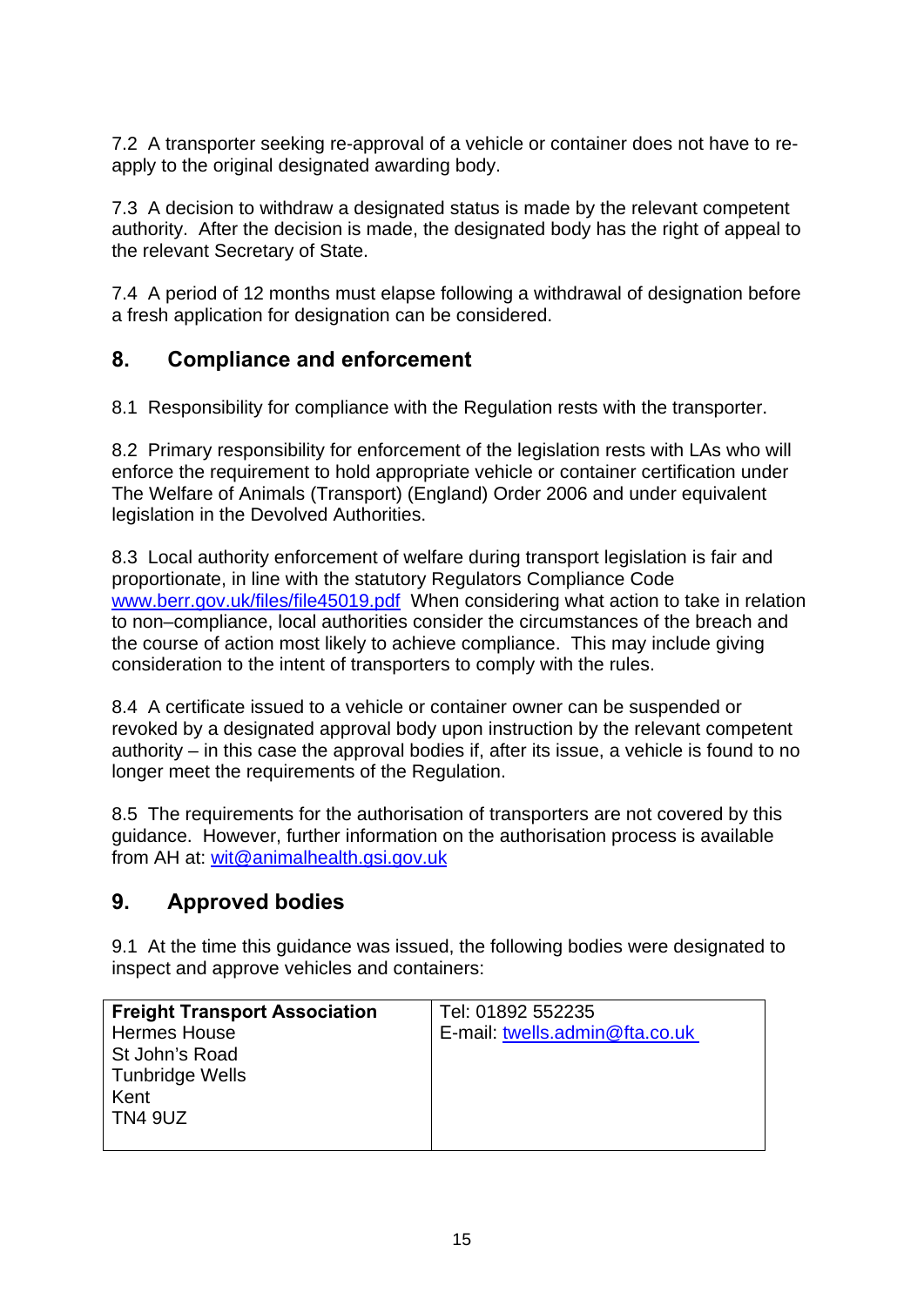7.2  A transporter seeking re-approval of a vehicle or container does not have to re-apply to the original designated awarding body.

7.3  A decision to withdraw a designated status is made by the relevant competent authority.  After the decision is made, the designated body has the right of appeal to the relevant Secretary of State.

7.4  A period of 12 months must elapse following a withdrawal of designation before a fresh application for designation can be considered.

## 8.  Compliance and enforcement

8.1  Responsibility for compliance with the Regulation rests with the transporter.

8.2  Primary responsibility for enforcement of the legislation rests with LAs who will enforce the requirement to hold appropriate vehicle or container certification under The Welfare of Animals (Transport) (England) Order 2006 and under equivalent legislation in the Devolved Authorities.

8.3  Local authority enforcement of welfare during transport legislation is fair and proportionate, in line with the statutory Regulators Compliance Code www.berr.gov.uk/files/file45019.pdf  When considering what action to take in relation to non–compliance, local authorities consider the circumstances of the breach and the course of action most likely to achieve compliance.  This may include giving consideration to the intent of transporters to comply with the rules.

8.4  A certificate issued to a vehicle or container owner can be suspended or revoked by a designated approval body upon instruction by the relevant competent authority – in this case the approval bodies if, after its issue, a vehicle is found to no longer meet the requirements of the Regulation.

8.5  The requirements for the authorisation of transporters are not covered by this guidance.  However, further information on the authorisation process is available from AH at: wit@animalhealth.gsi.gov.uk

## 9.  Approved bodies

9.1  At the time this guidance was issued, the following bodies were designated to inspect and approve vehicles and containers:

| **Freight Transport Association**<br>Hermes House<br>St John's Road<br>Tunbridge Wells<br>Kent<br>TN4 9UZ | Tel: 01892 552235<br>E-mail: twells.admin@fta.co.uk |
|---|---|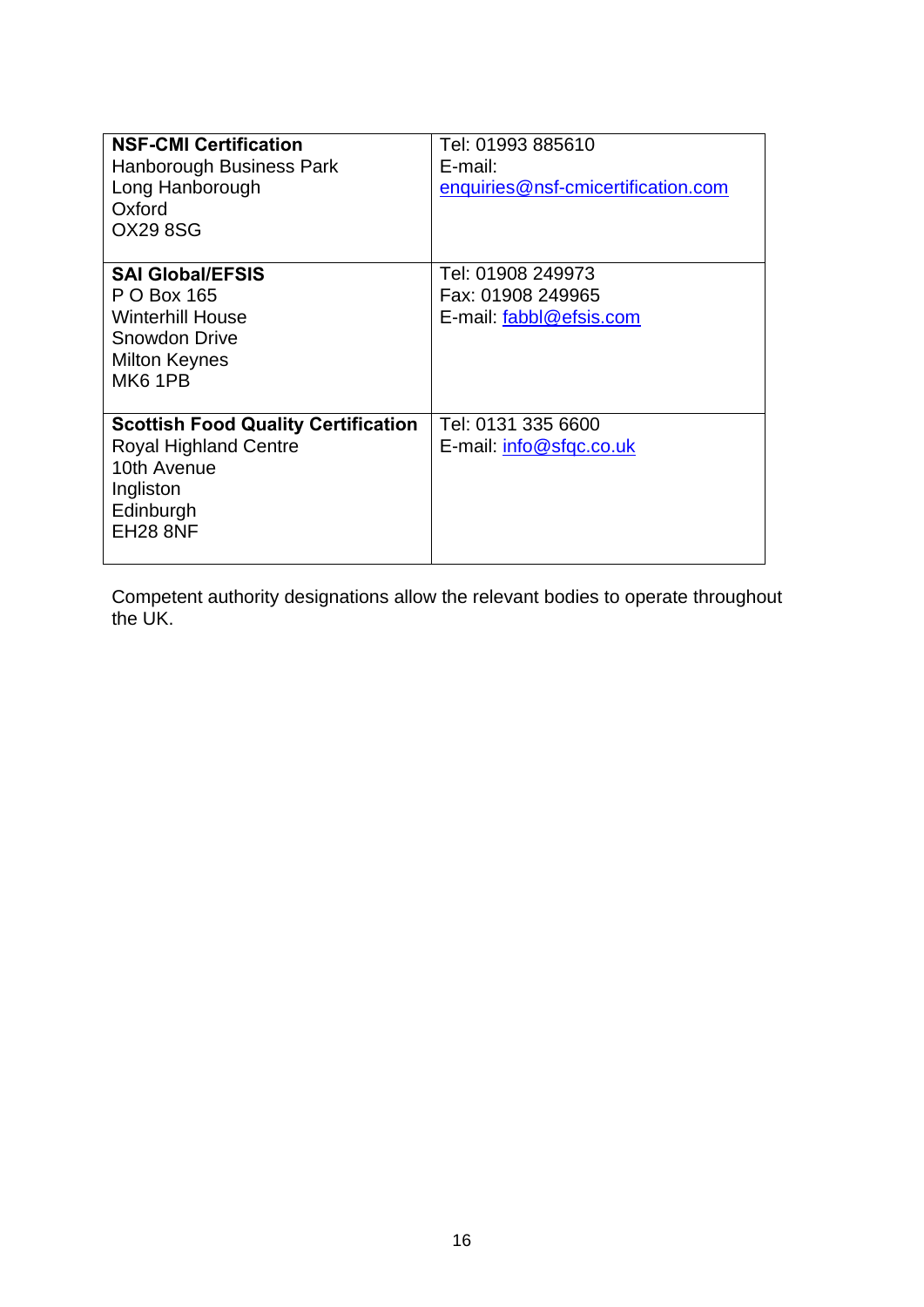| | |
|---|---|
| **NSF-CMI Certification**<br>Hanborough Business Park<br>Long Hanborough<br>Oxford<br>OX29 8SG | Tel: 01993 885610<br>E-mail:<br>enquiries@nsf-cmicertification.com |
| **SAI Global/EFSIS**<br>P O Box 165<br>Winterhill House<br>Snowdon Drive<br>Milton Keynes<br>MK6 1PB | Tel: 01908 249973<br>Fax: 01908 249965<br>E-mail: fabbl@efsis.com |
| **Scottish Food Quality Certification**<br>Royal Highland Centre<br>10th Avenue<br>Ingliston<br>Edinburgh<br>EH28 8NF | Tel: 0131 335 6600<br>E-mail: info@sfqc.co.uk |

Competent authority designations allow the relevant bodies to operate throughout the UK.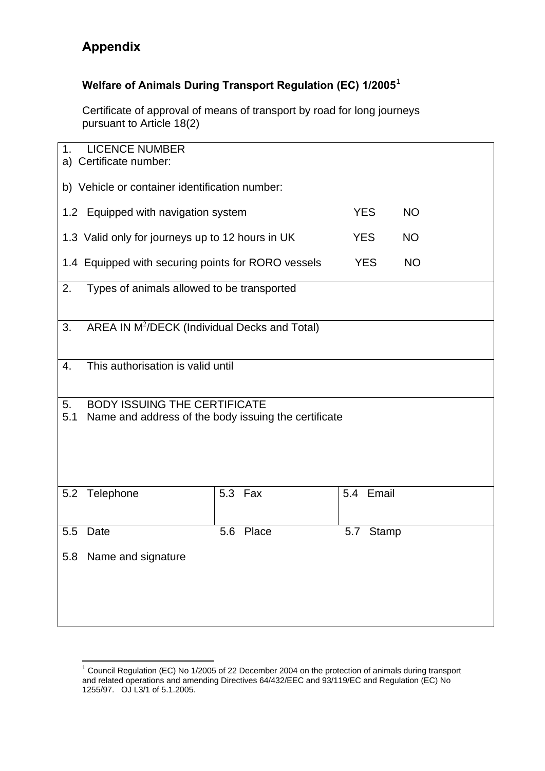# Appendix

**Welfare of Animals During Transport Regulation (EC) 1/2005**[1]

Certificate of approval of means of transport by road for long journeys pursuant to Article 18(2)

| | | |
|---|---|---|
| 1. LICENCE NUMBER<br>a) Certificate number:<br><br>b) Vehicle or container identification number:<br><br>1.2 Equipped with navigation system YES NO<br><br>1.3 Valid only for journeys up to 12 hours in UK YES NO<br><br>1.4 Equipped with securing points for RORO vessels YES NO | | |
| 2. Types of animals allowed to be transported | | |
| 3. AREA IN $M^2$/DECK (Individual Decks and Total) | | |
| 4. This authorisation is valid until | | |
| 5. BODY ISSUING THE CERTIFICATE<br>5.1 Name and address of the body issuing the certificate | | |
| 5.2 Telephone | 5.3 Fax | 5.4 Email |
| 5.5 Date<br><br>5.8 Name and signature | 5.6 Place | 5.7 Stamp |

[1] Council Regulation (EC) No 1/2005 of 22 December 2004 on the protection of animals during transport and related operations and amending Directives 64/432/EEC and 93/119/EC and Regulation (EC) No 1255/97. OJ L3/1 of 5.1.2005.